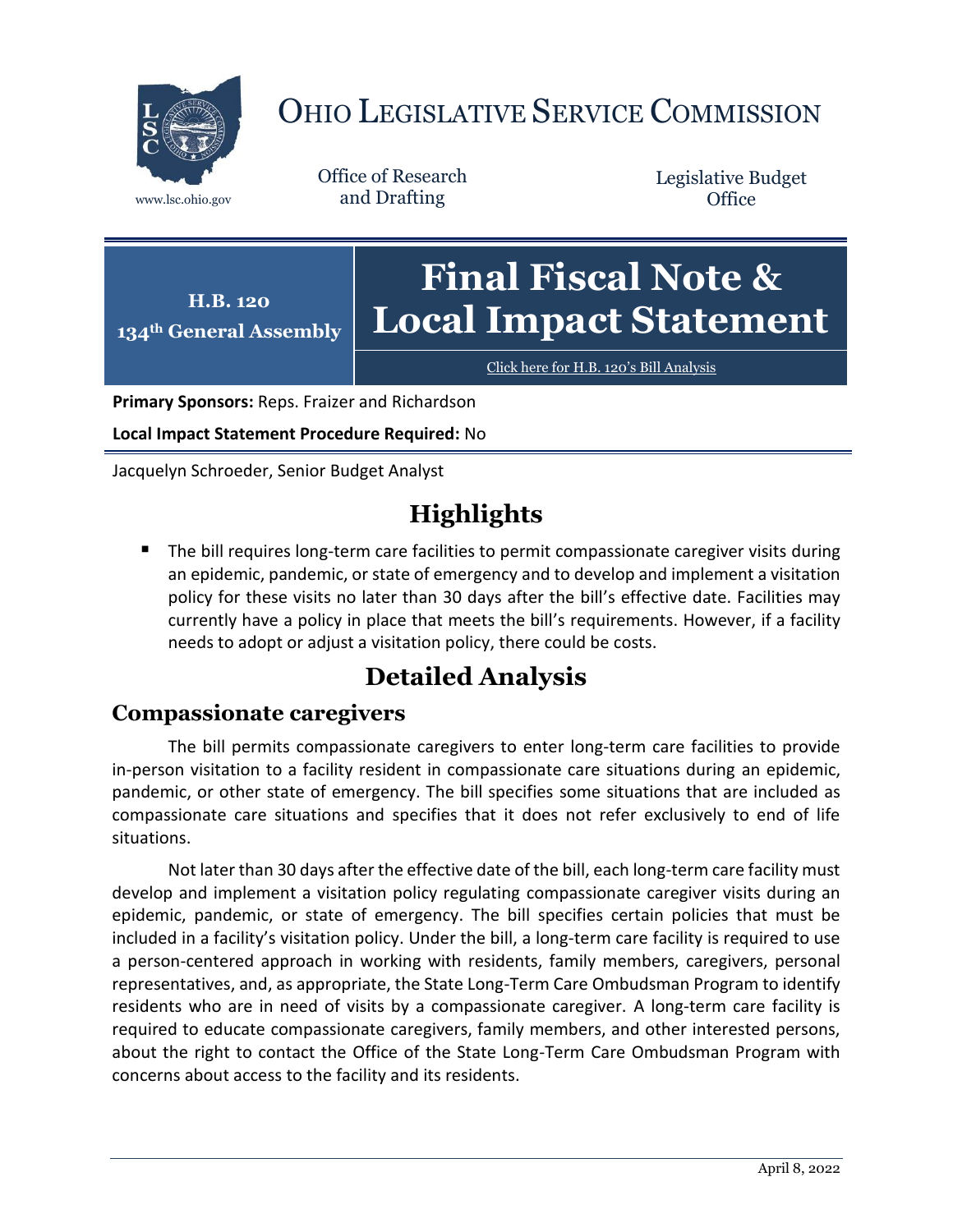# OHIO LEGISLATIVE SERVICE COMMISSION

www.lsc.ohio.gov

Office of Research and Drafting

Legislative Budget Office

**H.B. 120**
**134th General Assembly**

# Final Fiscal Note & Local Impact Statement

Click here for H.B. 120's Bill Analysis

**Primary Sponsors:** Reps. Fraizer and Richardson

**Local Impact Statement Procedure Required:** No

Jacquelyn Schroeder, Senior Budget Analyst

## Highlights

- The bill requires long-term care facilities to permit compassionate caregiver visits during an epidemic, pandemic, or state of emergency and to develop and implement a visitation policy for these visits no later than 30 days after the bill's effective date. Facilities may currently have a policy in place that meets the bill's requirements. However, if a facility needs to adopt or adjust a visitation policy, there could be costs.

## Detailed Analysis

### Compassionate caregivers

The bill permits compassionate caregivers to enter long-term care facilities to provide in-person visitation to a facility resident in compassionate care situations during an epidemic, pandemic, or other state of emergency. The bill specifies some situations that are included as compassionate care situations and specifies that it does not refer exclusively to end of life situations.

Not later than 30 days after the effective date of the bill, each long-term care facility must develop and implement a visitation policy regulating compassionate caregiver visits during an epidemic, pandemic, or state of emergency. The bill specifies certain policies that must be included in a facility's visitation policy. Under the bill, a long-term care facility is required to use a person-centered approach in working with residents, family members, caregivers, personal representatives, and, as appropriate, the State Long-Term Care Ombudsman Program to identify residents who are in need of visits by a compassionate caregiver. A long-term care facility is required to educate compassionate caregivers, family members, and other interested persons, about the right to contact the Office of the State Long-Term Care Ombudsman Program with concerns about access to the facility and its residents.

April 8, 2022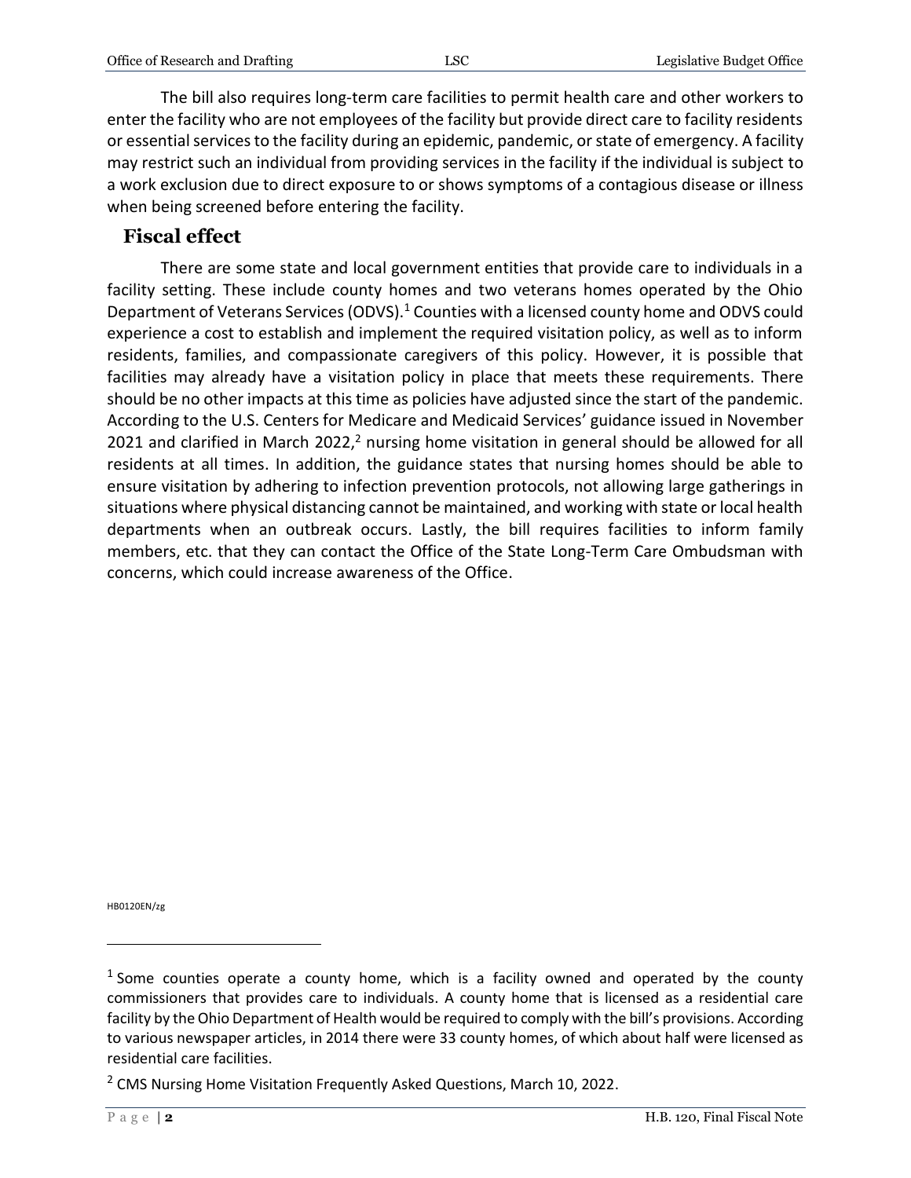The bill also requires long-term care facilities to permit health care and other workers to enter the facility who are not employees of the facility but provide direct care to facility residents or essential services to the facility during an epidemic, pandemic, or state of emergency. A facility may restrict such an individual from providing services in the facility if the individual is subject to a work exclusion due to direct exposure to or shows symptoms of a contagious disease or illness when being screened before entering the facility.

## Fiscal effect

There are some state and local government entities that provide care to individuals in a facility setting. These include county homes and two veterans homes operated by the Ohio Department of Veterans Services (ODVS).[1] Counties with a licensed county home and ODVS could experience a cost to establish and implement the required visitation policy, as well as to inform residents, families, and compassionate caregivers of this policy. However, it is possible that facilities may already have a visitation policy in place that meets these requirements. There should be no other impacts at this time as policies have adjusted since the start of the pandemic. According to the U.S. Centers for Medicare and Medicaid Services' guidance issued in November 2021 and clarified in March 2022,[2] nursing home visitation in general should be allowed for all residents at all times. In addition, the guidance states that nursing homes should be able to ensure visitation by adhering to infection prevention protocols, not allowing large gatherings in situations where physical distancing cannot be maintained, and working with state or local health departments when an outbreak occurs. Lastly, the bill requires facilities to inform family members, etc. that they can contact the Office of the State Long-Term Care Ombudsman with concerns, which could increase awareness of the Office.

HB0120EN/zg

[1] Some counties operate a county home, which is a facility owned and operated by the county commissioners that provides care to individuals. A county home that is licensed as a residential care facility by the Ohio Department of Health would be required to comply with the bill's provisions. According to various newspaper articles, in 2014 there were 33 county homes, of which about half were licensed as residential care facilities.

[2] CMS Nursing Home Visitation Frequently Asked Questions, March 10, 2022.